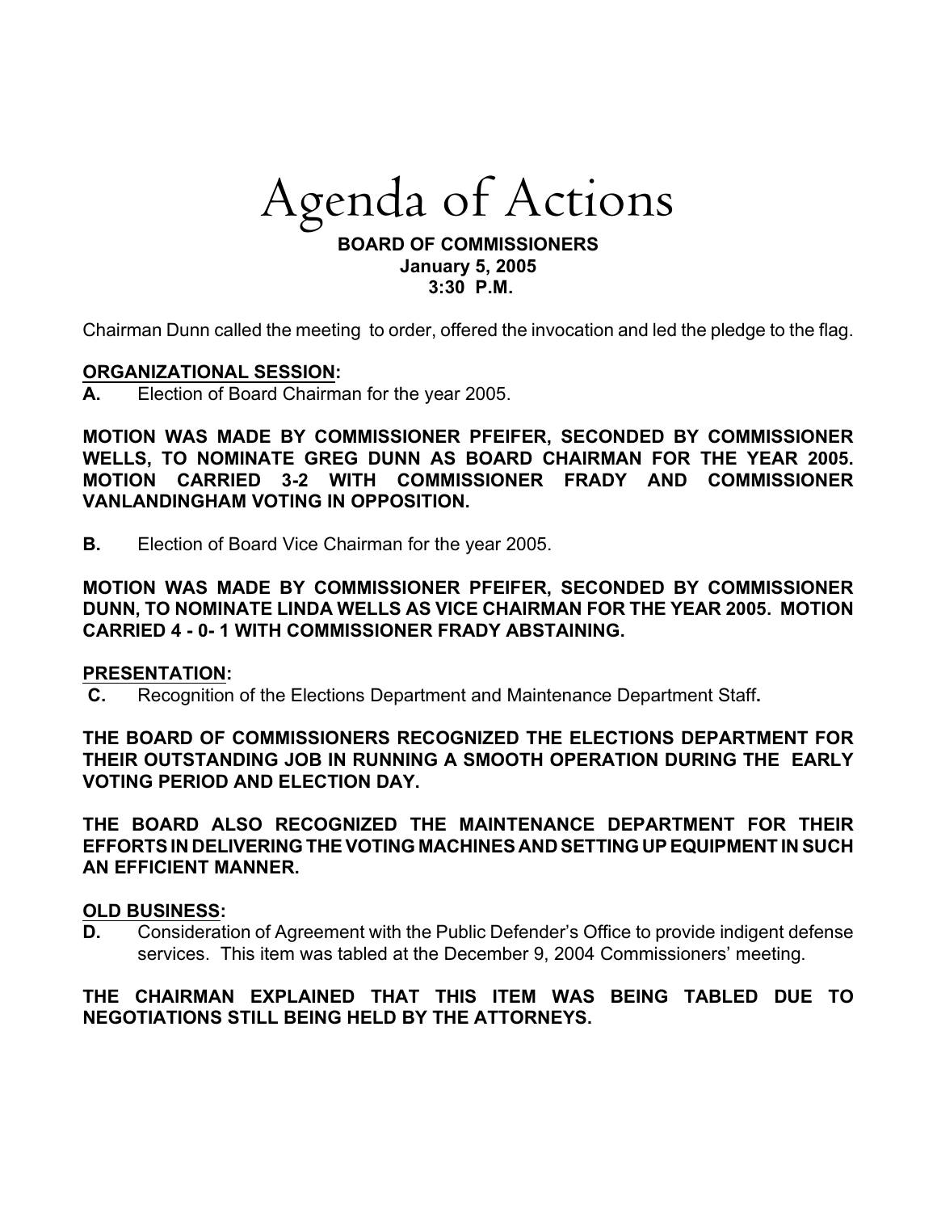# Agenda of Actions

**BOARD OF COMMISSIONERS**
**January 5, 2005**
**3:30 P.M.**

Chairman Dunn called the meeting to order, offered the invocation and led the pledge to the flag.

**ORGANIZATIONAL SESSION:**

**A.** Election of Board Chairman for the year 2005.

**MOTION WAS MADE BY COMMISSIONER PFEIFER, SECONDED BY COMMISSIONER WELLS, TO NOMINATE GREG DUNN AS BOARD CHAIRMAN FOR THE YEAR 2005. MOTION CARRIED 3-2 WITH COMMISSIONER FRADY AND COMMISSIONER VANLANDINGHAM VOTING IN OPPOSITION.**

**B.** Election of Board Vice Chairman for the year 2005.

**MOTION WAS MADE BY COMMISSIONER PFEIFER, SECONDED BY COMMISSIONER DUNN, TO NOMINATE LINDA WELLS AS VICE CHAIRMAN FOR THE YEAR 2005. MOTION CARRIED 4 - 0- 1 WITH COMMISSIONER FRADY ABSTAINING.**

**PRESENTATION:**

**C.** Recognition of the Elections Department and Maintenance Department Staff**.**

**THE BOARD OF COMMISSIONERS RECOGNIZED THE ELECTIONS DEPARTMENT FOR THEIR OUTSTANDING JOB IN RUNNING A SMOOTH OPERATION DURING THE EARLY VOTING PERIOD AND ELECTION DAY.**

**THE BOARD ALSO RECOGNIZED THE MAINTENANCE DEPARTMENT FOR THEIR EFFORTS IN DELIVERING THE VOTING MACHINES AND SETTING UP EQUIPMENT IN SUCH AN EFFICIENT MANNER.**

**OLD BUSINESS:**

**D.** Consideration of Agreement with the Public Defender's Office to provide indigent defense services. This item was tabled at the December 9, 2004 Commissioners' meeting.

**THE CHAIRMAN EXPLAINED THAT THIS ITEM WAS BEING TABLED DUE TO NEGOTIATIONS STILL BEING HELD BY THE ATTORNEYS.**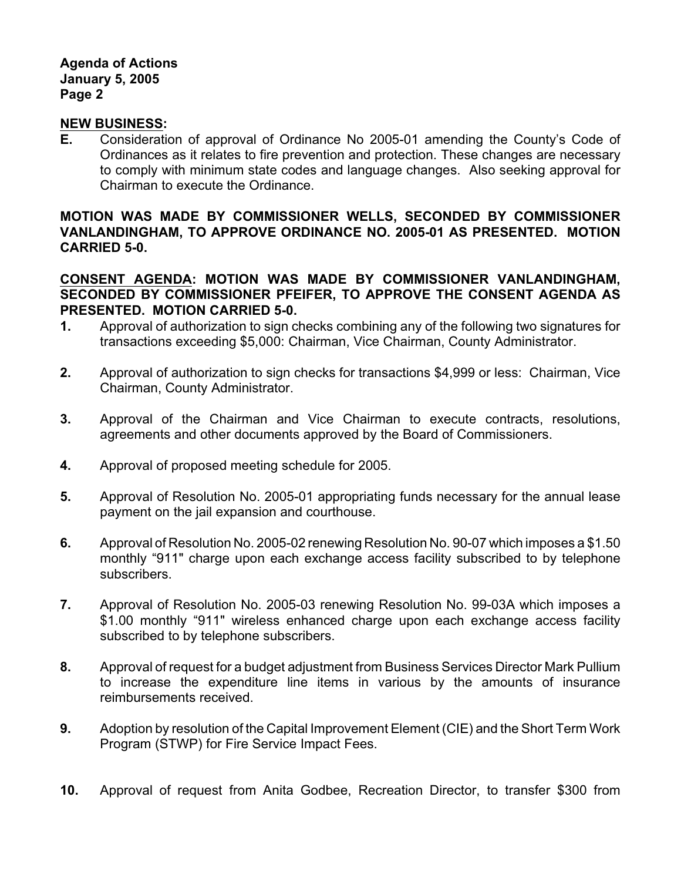**NEW BUSINESS:**

**E.** Consideration of approval of Ordinance No 2005-01 amending the County's Code of Ordinances as it relates to fire prevention and protection. These changes are necessary to comply with minimum state codes and language changes. Also seeking approval for Chairman to execute the Ordinance.

**MOTION WAS MADE BY COMMISSIONER WELLS, SECONDED BY COMMISSIONER VANLANDINGHAM, TO APPROVE ORDINANCE NO. 2005-01 AS PRESENTED. MOTION CARRIED 5-0.**

**CONSENT AGENDA: MOTION WAS MADE BY COMMISSIONER VANLANDINGHAM, SECONDED BY COMMISSIONER PFEIFER, TO APPROVE THE CONSENT AGENDA AS PRESENTED. MOTION CARRIED 5-0.**

**1.** Approval of authorization to sign checks combining any of the following two signatures for transactions exceeding $5,000: Chairman, Vice Chairman, County Administrator.

**2.** Approval of authorization to sign checks for transactions $4,999 or less: Chairman, Vice Chairman, County Administrator.

**3.** Approval of the Chairman and Vice Chairman to execute contracts, resolutions, agreements and other documents approved by the Board of Commissioners.

**4.** Approval of proposed meeting schedule for 2005.

**5.** Approval of Resolution No. 2005-01 appropriating funds necessary for the annual lease payment on the jail expansion and courthouse.

**6.** Approval of Resolution No. 2005-02 renewing Resolution No. 90-07 which imposes a $1.50 monthly "911" charge upon each exchange access facility subscribed to by telephone subscribers.

**7.** Approval of Resolution No. 2005-03 renewing Resolution No. 99-03A which imposes a $1.00 monthly "911" wireless enhanced charge upon each exchange access facility subscribed to by telephone subscribers.

**8.** Approval of request for a budget adjustment from Business Services Director Mark Pullium to increase the expenditure line items in various by the amounts of insurance reimbursements received.

**9.** Adoption by resolution of the Capital Improvement Element (CIE) and the Short Term Work Program (STWP) for Fire Service Impact Fees.

**10.** Approval of request from Anita Godbee, Recreation Director, to transfer $300 from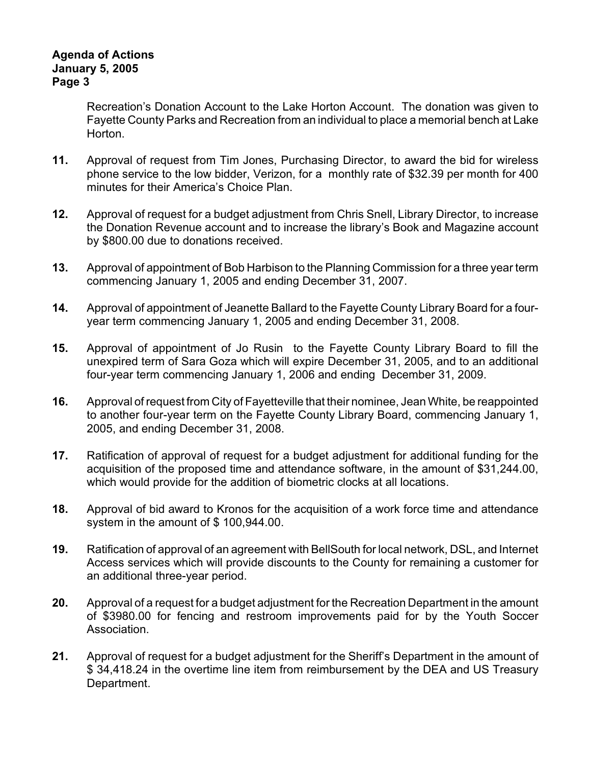Recreation's Donation Account to the Lake Horton Account. The donation was given to Fayette County Parks and Recreation from an individual to place a memorial bench at Lake Horton.

**11.** Approval of request from Tim Jones, Purchasing Director, to award the bid for wireless phone service to the low bidder, Verizon, for a monthly rate of $32.39 per month for 400 minutes for their America's Choice Plan.

**12.** Approval of request for a budget adjustment from Chris Snell, Library Director, to increase the Donation Revenue account and to increase the library's Book and Magazine account by $800.00 due to donations received.

**13.** Approval of appointment of Bob Harbison to the Planning Commission for a three year term commencing January 1, 2005 and ending December 31, 2007.

**14.** Approval of appointment of Jeanette Ballard to the Fayette County Library Board for a four-year term commencing January 1, 2005 and ending December 31, 2008.

**15.** Approval of appointment of Jo Rusin to the Fayette County Library Board to fill the unexpired term of Sara Goza which will expire December 31, 2005, and to an additional four-year term commencing January 1, 2006 and ending December 31, 2009.

**16.** Approval of request from City of Fayetteville that their nominee, Jean White, be reappointed to another four-year term on the Fayette County Library Board, commencing January 1, 2005, and ending December 31, 2008.

**17.** Ratification of approval of request for a budget adjustment for additional funding for the acquisition of the proposed time and attendance software, in the amount of $31,244.00, which would provide for the addition of biometric clocks at all locations.

**18.** Approval of bid award to Kronos for the acquisition of a work force time and attendance system in the amount of $ 100,944.00.

**19.** Ratification of approval of an agreement with BellSouth for local network, DSL, and Internet Access services which will provide discounts to the County for remaining a customer for an additional three-year period.

**20.** Approval of a request for a budget adjustment for the Recreation Department in the amount of $3980.00 for fencing and restroom improvements paid for by the Youth Soccer Association.

**21.** Approval of request for a budget adjustment for the Sheriff's Department in the amount of $ 34,418.24 in the overtime line item from reimbursement by the DEA and US Treasury Department.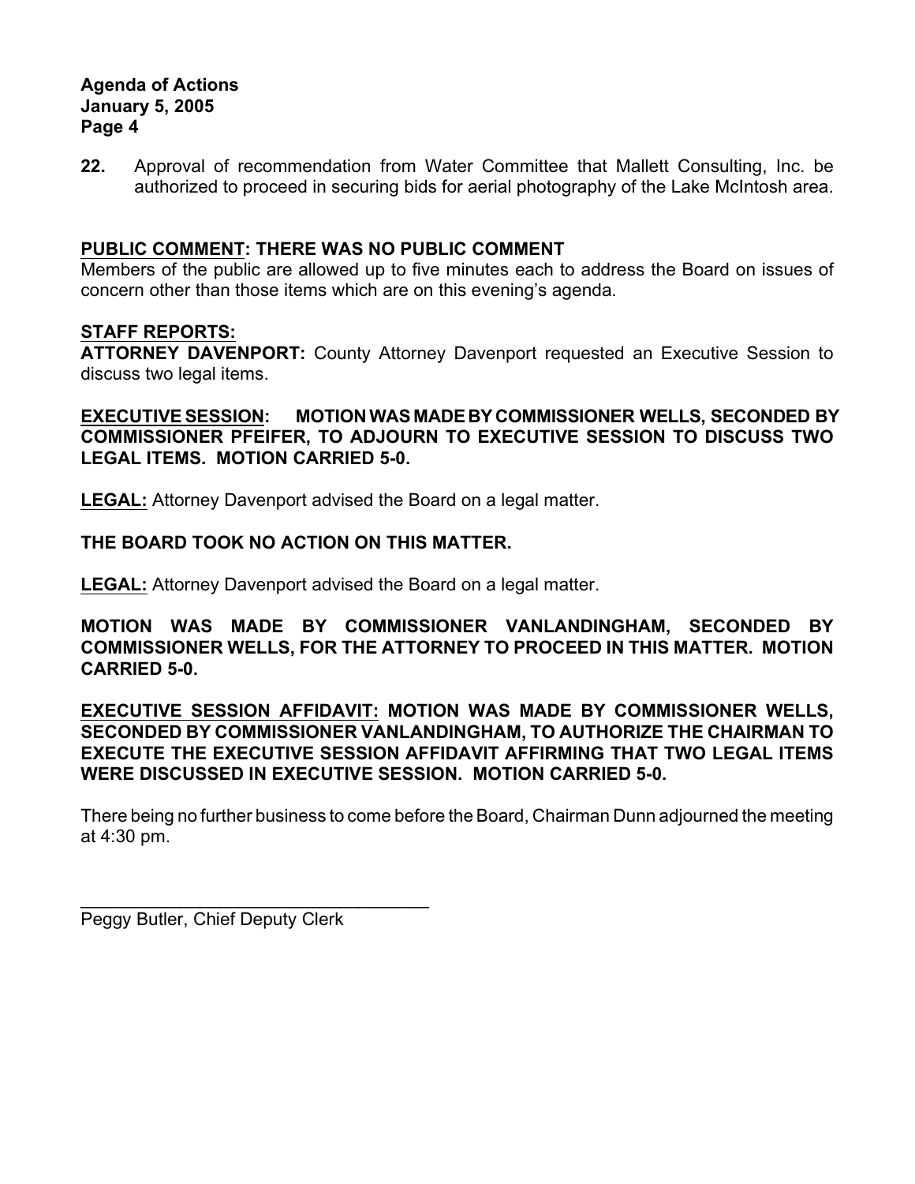**22.** Approval of recommendation from Water Committee that Mallett Consulting, Inc. be authorized to proceed in securing bids for aerial photography of the Lake McIntosh area.

**PUBLIC COMMENT: THERE WAS NO PUBLIC COMMENT**

Members of the public are allowed up to five minutes each to address the Board on issues of concern other than those items which are on this evening's agenda.

**STAFF REPORTS:**

**ATTORNEY DAVENPORT:** County Attorney Davenport requested an Executive Session to discuss two legal items.

**EXECUTIVE SESSION: MOTION WAS MADE BY COMMISSIONER WELLS, SECONDED BY COMMISSIONER PFEIFER, TO ADJOURN TO EXECUTIVE SESSION TO DISCUSS TWO LEGAL ITEMS. MOTION CARRIED 5-0.**

**LEGAL:** Attorney Davenport advised the Board on a legal matter.

**THE BOARD TOOK NO ACTION ON THIS MATTER.**

**LEGAL:** Attorney Davenport advised the Board on a legal matter.

**MOTION WAS MADE BY COMMISSIONER VANLANDINGHAM, SECONDED BY COMMISSIONER WELLS, FOR THE ATTORNEY TO PROCEED IN THIS MATTER. MOTION CARRIED 5-0.**

**EXECUTIVE SESSION AFFIDAVIT: MOTION WAS MADE BY COMMISSIONER WELLS, SECONDED BY COMMISSIONER VANLANDINGHAM, TO AUTHORIZE THE CHAIRMAN TO EXECUTE THE EXECUTIVE SESSION AFFIDAVIT AFFIRMING THAT TWO LEGAL ITEMS WERE DISCUSSED IN EXECUTIVE SESSION. MOTION CARRIED 5-0.**

There being no further business to come before the Board, Chairman Dunn adjourned the meeting at 4:30 pm.

\_\_\_\_\_\_\_\_\_\_\_\_\_\_\_\_\_\_\_\_\_\_\_\_\_\_\_\_\_\_\_\_\_\_\_\_

Peggy Butler, Chief Deputy Clerk